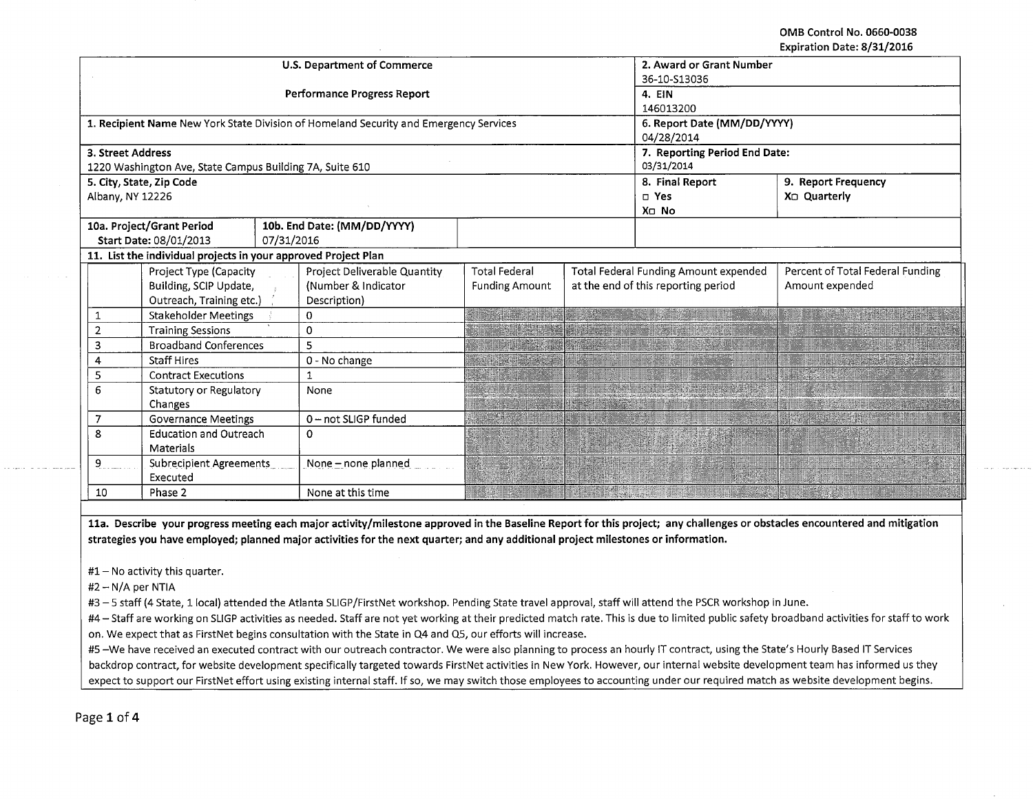OMB Control No. 0660-0038
Expiration Date: 8/31/2016

| U.S. Department of Commerce<br>Performance Progress Report | | 2. Award or Grant Number<br>36-10-S13036 | |
|---|---|---|---|
| | | 4. EIN<br>146013200 | |
| 1. Recipient Name New York State Division of Homeland Security and Emergency Services | | 6. Report Date (MM/DD/YYYY)<br>04/28/2014 | |
| 3. Street Address<br>1220 Washington Ave, State Campus Building 7A, Suite 610 | | 7. Reporting Period End Date:<br>03/31/2014 | |
| 5. City, State, Zip Code<br>Albany, NY 12226 | | 8. Final Report<br>□ Yes<br>X□ No | 9. Report Frequency<br>X□ Quarterly |
| 10a. Project/Grant Period<br>Start Date: 08/01/2013 | 10b. End Date: (MM/DD/YYYY)<br>07/31/2016 | | |

**11. List the individual projects in your approved Project Plan**

| | Project Type (Capacity Building, SCIP Update, Outreach, Training etc.) | Project Deliverable Quantity (Number & Indicator Description) | Total Federal Funding Amount | Total Federal Funding Amount expended at the end of this reporting period | Percent of Total Federal Funding Amount expended |
|---|---|---|---|---|---|
| 1 | Stakeholder Meetings | 0 | | | |
| 2 | Training Sessions | 0 | | | |
| 3 | Broadband Conferences | 5 | | | |
| 4 | Staff Hires | 0 - No change | | | |
| 5 | Contract Executions | 1 | | | |
| 6 | Statutory or Regulatory Changes | None | | | |
| 7 | Governance Meetings | 0 – not SLIGP funded | | | |
| 8 | Education and Outreach Materials | 0 | | | |
| 9 | Subrecipient Agreements Executed | None – none planned | | | |
| 10 | Phase 2 | None at this time | | | |

**11a. Describe your progress meeting each major activity/milestone approved in the Baseline Report for this project; any challenges or obstacles encountered and mitigation strategies you have employed; planned major activities for the next quarter; and any additional project milestones or information.**

#1 – No activity this quarter.

#2 – N/A per NTIA

#3 – 5 staff (4 State, 1 local) attended the Atlanta SLIGP/FirstNet workshop. Pending State travel approval, staff will attend the PSCR workshop in June.

#4 – Staff are working on SLIGP activities as needed. Staff are not yet working at their predicted match rate. This is due to limited public safety broadband activities for staff to work on. We expect that as FirstNet begins consultation with the State in Q4 and Q5, our efforts will increase.

#5 –We have received an executed contract with our outreach contractor. We were also planning to process an hourly IT contract, using the State's Hourly Based IT Services backdrop contract, for website development specifically targeted towards FirstNet activities in New York. However, our internal website development team has informed us they expect to support our FirstNet effort using existing internal staff. If so, we may switch those employees to accounting under our required match as website development begins.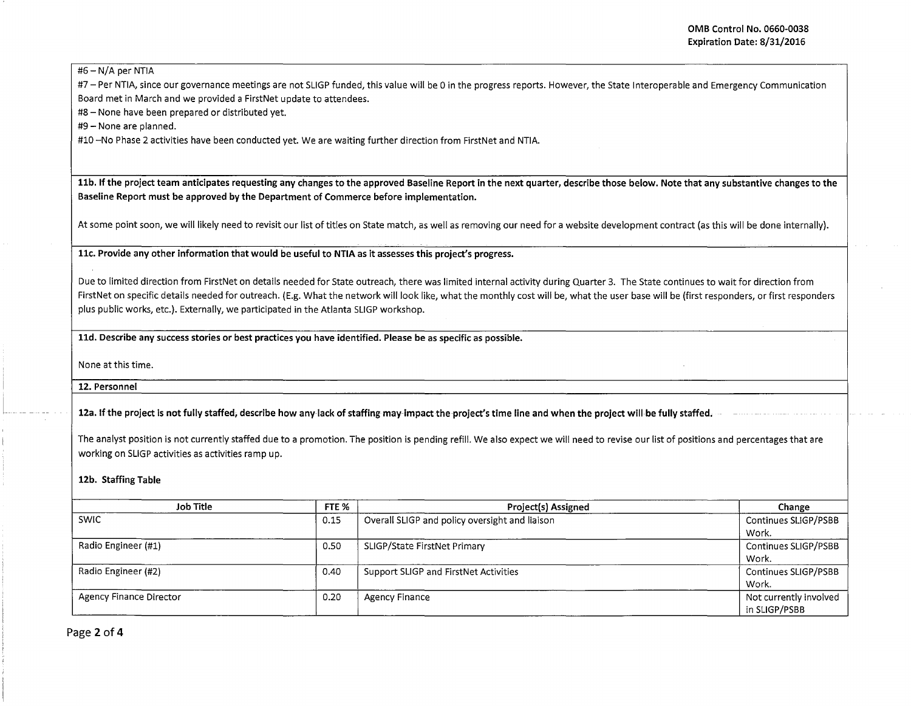#6 – N/A per NTIA

#7 – Per NTIA, since our governance meetings are not SLIGP funded, this value will be 0 in the progress reports. However, the State Interoperable and Emergency Communication Board met in March and we provided a FirstNet update to attendees.

#8 – None have been prepared or distributed yet.

#9 – None are planned.

#10 –No Phase 2 activities have been conducted yet. We are waiting further direction from FirstNet and NTIA.

**11b. If the project team anticipates requesting any changes to the approved Baseline Report in the next quarter, describe those below. Note that any substantive changes to the Baseline Report must be approved by the Department of Commerce before implementation.**

At some point soon, we will likely need to revisit our list of titles on State match, as well as removing our need for a website development contract (as this will be done internally).

**11c. Provide any other information that would be useful to NTIA as it assesses this project's progress.**

Due to limited direction from FirstNet on details needed for State outreach, there was limited internal activity during Quarter 3. The State continues to wait for direction from FirstNet on specific details needed for outreach. (E.g. What the network will look like, what the monthly cost will be, what the user base will be (first responders, or first responders plus public works, etc.). Externally, we participated in the Atlanta SLIGP workshop.

**11d. Describe any success stories or best practices you have identified. Please be as specific as possible.**

None at this time.

**12. Personnel**

**12a. If the project is not fully staffed, describe how any lack of staffing may impact the project's time line and when the project will be fully staffed.**

The analyst position is not currently staffed due to a promotion. The position is pending refill. We also expect we will need to revise our list of positions and percentages that are working on SLIGP activities as activities ramp up.

**12b. Staffing Table**

| Job Title | FTE % | Project(s) Assigned | Change |
| --- | --- | --- | --- |
| SWIC | 0.15 | Overall SLIGP and policy oversight and liaison | Continues SLIGP/PSBB Work. |
| Radio Engineer (#1) | 0.50 | SLIGP/State FirstNet Primary | Continues SLIGP/PSBB Work. |
| Radio Engineer (#2) | 0.40 | Support SLIGP and FirstNet Activities | Continues SLIGP/PSBB Work. |
| Agency Finance Director | 0.20 | Agency Finance | Not currently involved in SLIGP/PSBB |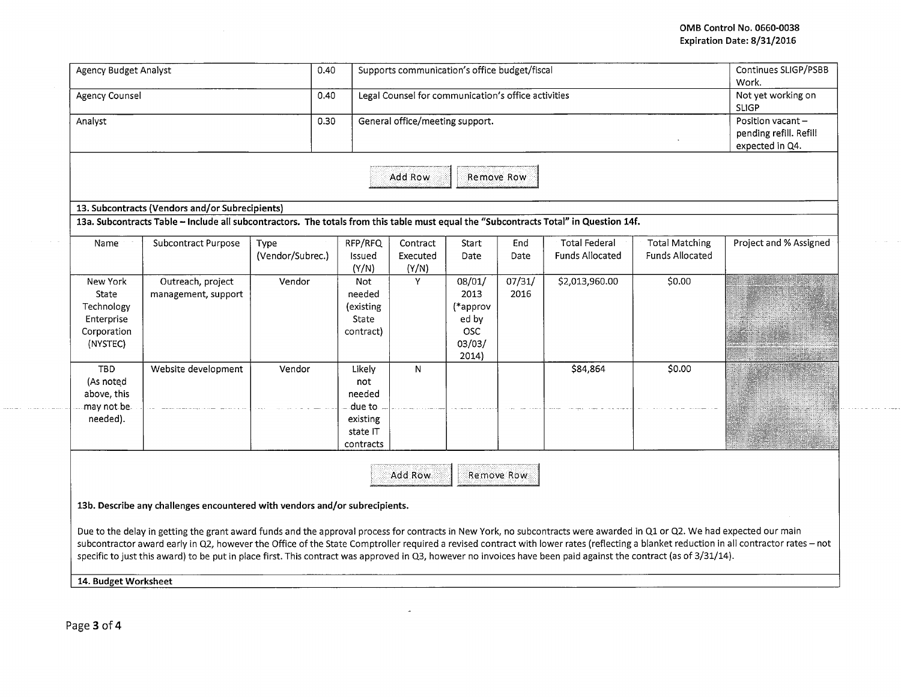| | | | |
|---|---|---|---|
| Agency Budget Analyst | 0.40 | Supports communication's office budget/fiscal | Continues SLIGP/PSBB Work. |
| Agency Counsel | 0.40 | Legal Counsel for communication's office activities | Not yet working on SLIGP |
| Analyst | 0.30 | General office/meeting support. | Position vacant – pending refill. Refill expected in Q4. |

Add Row Remove Row

**13. Subcontracts (Vendors and/or Subrecipients)**

**13a. Subcontracts Table – Include all subcontractors. The totals from this table must equal the "Subcontracts Total" in Question 14f.**

| Name | Subcontract Purpose | Type (Vendor/Subrec.) | RFP/RFQ Issued (Y/N) | Contract Executed (Y/N) | Start Date | End Date | Total Federal Funds Allocated | Total Matching Funds Allocated | Project and % Assigned |
|---|---|---|---|---|---|---|---|---|---|
| New York State Technology Enterprise Corporation (NYSTEC) | Outreach, project management, support | Vendor | Not needed (existing State contract) | Y | 08/01/2013 (*approved by OSC 03/03/2014) | 07/31/2016 | $2,013,960.00 | $0.00 | |
| TBD (As noted above, this may not be needed). | Website development | Vendor | Likely not needed due to existing state IT contracts | N | | | $84,864 | $0.00 | |

Add Row Remove Row

**13b. Describe any challenges encountered with vendors and/or subrecipients.**

Due to the delay in getting the grant award funds and the approval process for contracts in New York, no subcontracts were awarded in Q1 or Q2. We had expected our main subcontractor award early in Q2, however the Office of the State Comptroller required a revised contract with lower rates (reflecting a blanket reduction in all contractor rates – not specific to just this award) to be put in place first. This contract was approved in Q3, however no invoices have been paid against the contract (as of 3/31/14).

**14. Budget Worksheet**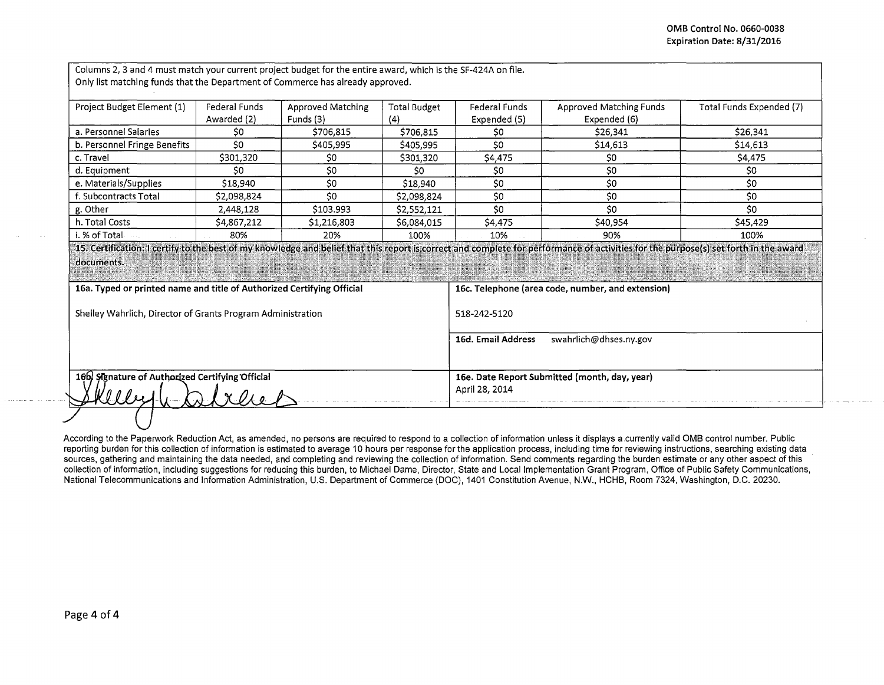OMB Control No. 0660-0038
Expiration Date: 8/31/2016

Columns 2, 3 and 4 must match your current project budget for the entire award, which is the SF-424A on file.
Only list matching funds that the Department of Commerce has already approved.

| Project Budget Element (1) | Federal Funds Awarded (2) | Approved Matching Funds (3) | Total Budget (4) | Federal Funds Expended (5) | Approved Matching Funds Expended (6) | Total Funds Expended (7) |
|---|---|---|---|---|---|---|
| a. Personnel Salaries | $0 | $706,815 | $706,815 | $0 | $26,341 | $26,341 |
| b. Personnel Fringe Benefits | $0 | $405,995 | $405,995 | $0 | $14,613 | $14,613 |
| c. Travel | $301,320 | $0 | $301,320 | $4,475 | $0 | $4,475 |
| d. Equipment | $0 | $0 | $0 | $0 | $0 | $0 |
| e. Materials/Supplies | $18,940 | $0 | $18,940 | $0 | $0 | $0 |
| f. Subcontracts Total | $2,098,824 | $0 | $2,098,824 | $0 | $0 | $0 |
| g. Other | 2,448,128 | $103.993 | $2,552,121 | $0 | $0 | $0 |
| h. Total Costs | $4,867,212 | $1,216,803 | $6,084,015 | $4,475 | $40,954 | $45,429 |
| i. % of Total | 80% | 20% | 100% | 10% | 90% | 100% |

**15. Certification: I certify to the best of my knowledge and belief that this report is correct and complete for performance of activities for the purpose(s) set forth in the award documents.**

| | |
|---|---|
| **16a. Typed or printed name and title of Authorized Certifying Official**<br>Shelley Wahrlich, Director of Grants Program Administration | **16c. Telephone (area code, number, and extension)**<br>518-242-5120 |
| | **16d. Email Address** swahrlich@dhses.ny.gov |
| **16b. Signature of Authorized Certifying Official**<br>Shelley Wahrlich | **16e. Date Report Submitted (month, day, year)**<br>April 28, 2014 |

According to the Paperwork Reduction Act, as amended, no persons are required to respond to a collection of information unless it displays a currently valid OMB control number. Public reporting burden for this collection of information is estimated to average 10 hours per response for the application process, including time for reviewing instructions, searching existing data sources, gathering and maintaining the data needed, and completing and reviewing the collection of information. Send comments regarding the burden estimate or any other aspect of this collection of information, including suggestions for reducing this burden, to Michael Dame, Director, State and Local Implementation Grant Program, Office of Public Safety Communications, National Telecommunications and Information Administration, U.S. Department of Commerce (DOC), 1401 Constitution Avenue, N.W., HCHB, Room 7324, Washington, D.C. 20230.